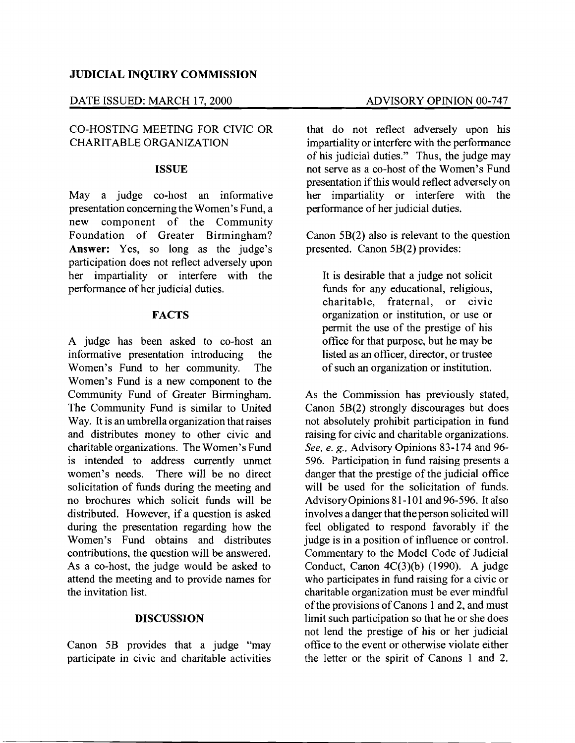**JUDICIAL INQUIRY COMMISSION**

DATE ISSUED: MARCH 17, 2000

ADVISORY OPINION 00-747

## CO-HOSTING MEETING FOR CIVIC OR CHARITABLE ORGANIZATION

### ISSUE

May a judge co-host an informative presentation concerning the Women's Fund, a new component of the Community Foundation of Greater Birmingham? **Answer:** Yes, so long as the judge's participation does not reflect adversely upon her impartiality or interfere with the performance of her judicial duties.

### FACTS

A judge has been asked to co-host an informative presentation introducing the Women's Fund to her community. The Women's Fund is a new component to the Community Fund of Greater Birmingham. The Community Fund is similar to United Way. It is an umbrella organization that raises and distributes money to other civic and charitable organizations. The Women's Fund is intended to address currently unmet women's needs. There will be no direct solicitation of funds during the meeting and no brochures which solicit funds will be distributed. However, if a question is asked during the presentation regarding how the Women's Fund obtains and distributes contributions, the question will be answered. As a co-host, the judge would be asked to attend the meeting and to provide names for the invitation list.

### DISCUSSION

Canon 5B provides that a judge "may participate in civic and charitable activities that do not reflect adversely upon his impartiality or interfere with the performance of his judicial duties." Thus, the judge may not serve as a co-host of the Women's Fund presentation if this would reflect adversely on her impartiality or interfere with the performance of her judicial duties.

Canon 5B(2) also is relevant to the question presented. Canon 5B(2) provides:

> It is desirable that a judge not solicit funds for any educational, religious, charitable, fraternal, or civic organization or institution, or use or permit the use of the prestige of his office for that purpose, but he may be listed as an officer, director, or trustee of such an organization or institution.

As the Commission has previously stated, Canon 5B(2) strongly discourages but does not absolutely prohibit participation in fund raising for civic and charitable organizations. *See, e. g.,* Advisory Opinions 83-174 and 96-596. Participation in fund raising presents a danger that the prestige of the judicial office will be used for the solicitation of funds. Advisory Opinions 81-101 and 96-596. It also involves a danger that the person solicited will feel obligated to respond favorably if the judge is in a position of influence or control. Commentary to the Model Code of Judicial Conduct, Canon 4C(3)(b) (1990). A judge who participates in fund raising for a civic or charitable organization must be ever mindful of the provisions of Canons 1 and 2, and must limit such participation so that he or she does not lend the prestige of his or her judicial office to the event or otherwise violate either the letter or the spirit of Canons 1 and 2.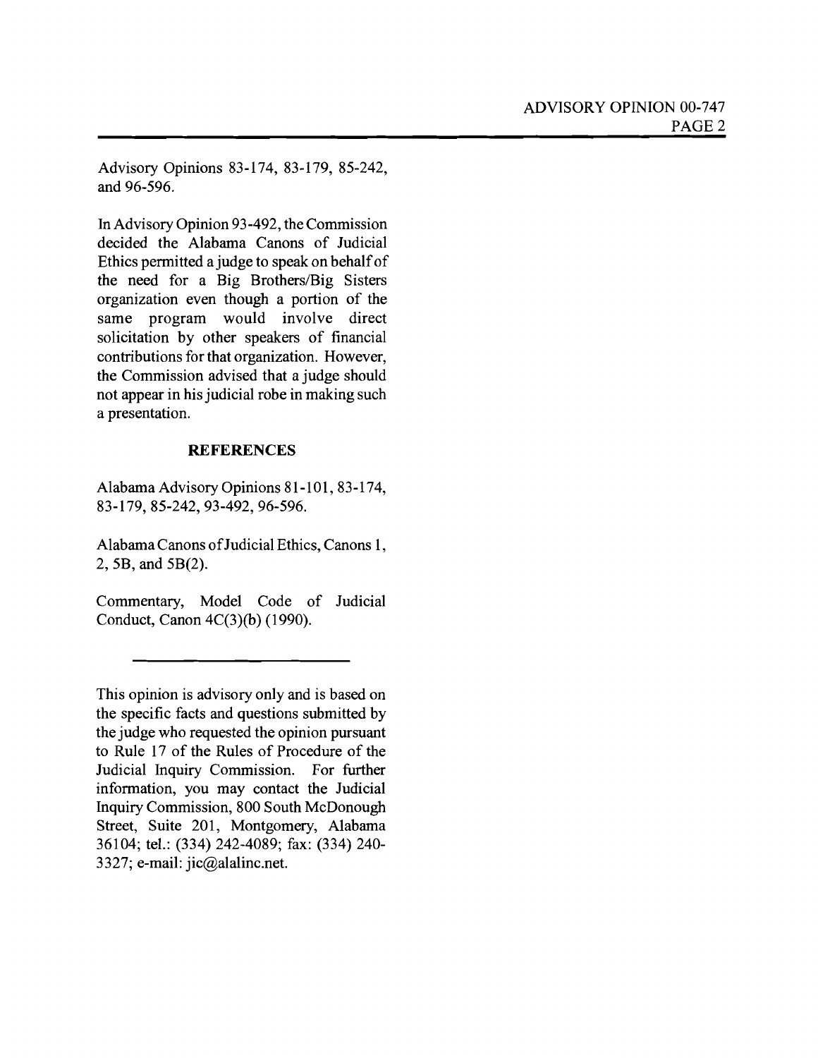Advisory Opinions 83-174, 83-179, 85-242, and 96-596.

In Advisory Opinion 93-492, the Commission decided the Alabama Canons of Judicial Ethics permitted a judge to speak on behalf of the need for a Big Brothers/Big Sisters organization even though a portion of the same program would involve direct solicitation by other speakers of financial contributions for that organization. However, the Commission advised that a judge should not appear in his judicial robe in making such a presentation.

**REFERENCES**

Alabama Advisory Opinions 81-101, 83-174, 83-179, 85-242, 93-492, 96-596.

Alabama Canons of Judicial Ethics, Canons 1, 2, 5B, and 5B(2).

Commentary, Model Code of Judicial Conduct, Canon 4C(3)(b) (1990).

---

This opinion is advisory only and is based on the specific facts and questions submitted by the judge who requested the opinion pursuant to Rule 17 of the Rules of Procedure of the Judicial Inquiry Commission. For further information, you may contact the Judicial Inquiry Commission, 800 South McDonough Street, Suite 201, Montgomery, Alabama 36104; tel.: (334) 242-4089; fax: (334) 240-3327; e-mail: jic@alalinc.net.